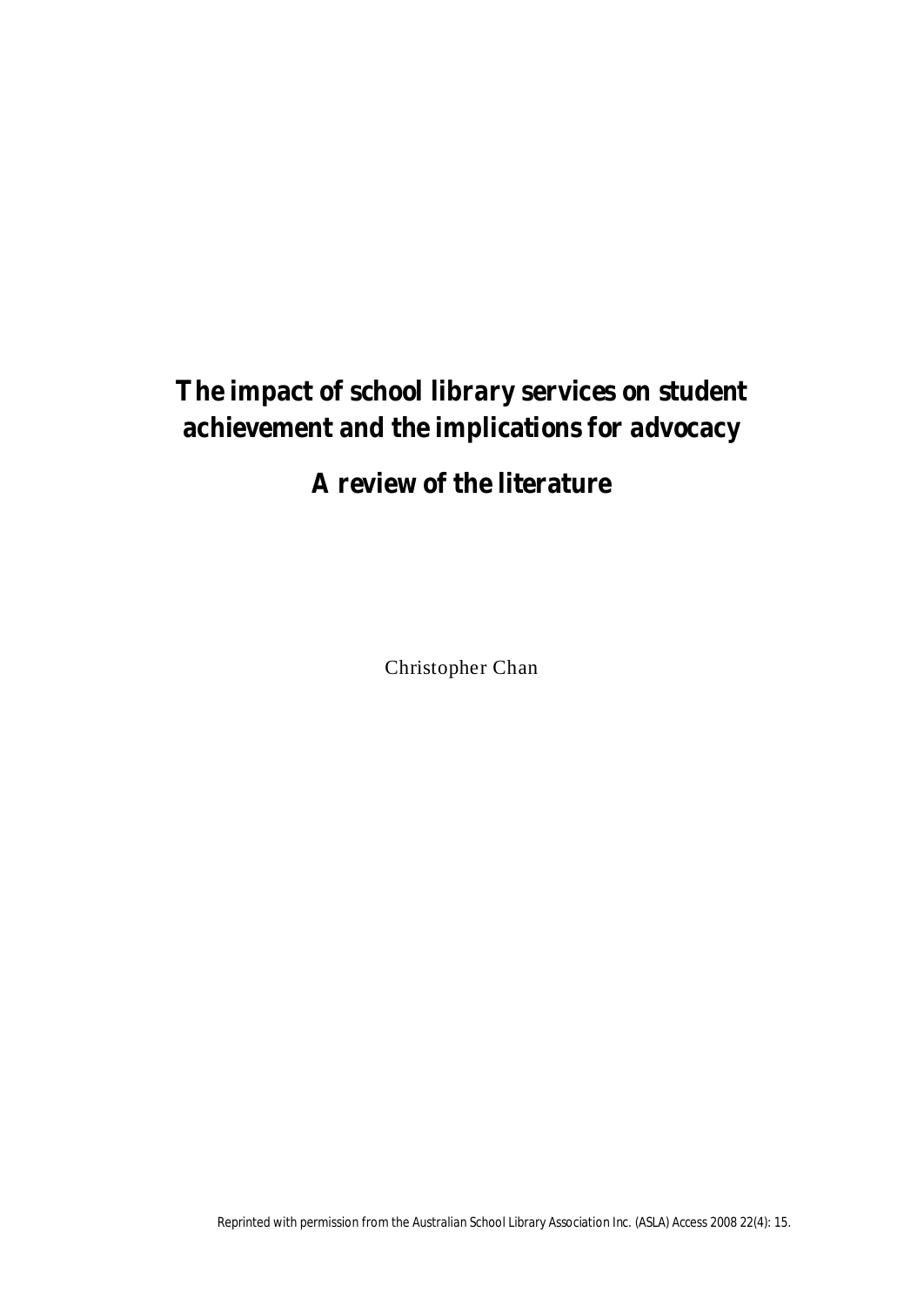# The impact of school library services on student achievement and the implications for advocacy

## A review of the literature

Christopher Chan

Reprinted with permission from the Australian School Library Association Inc. (ASLA) Access 2008 22(4): 15.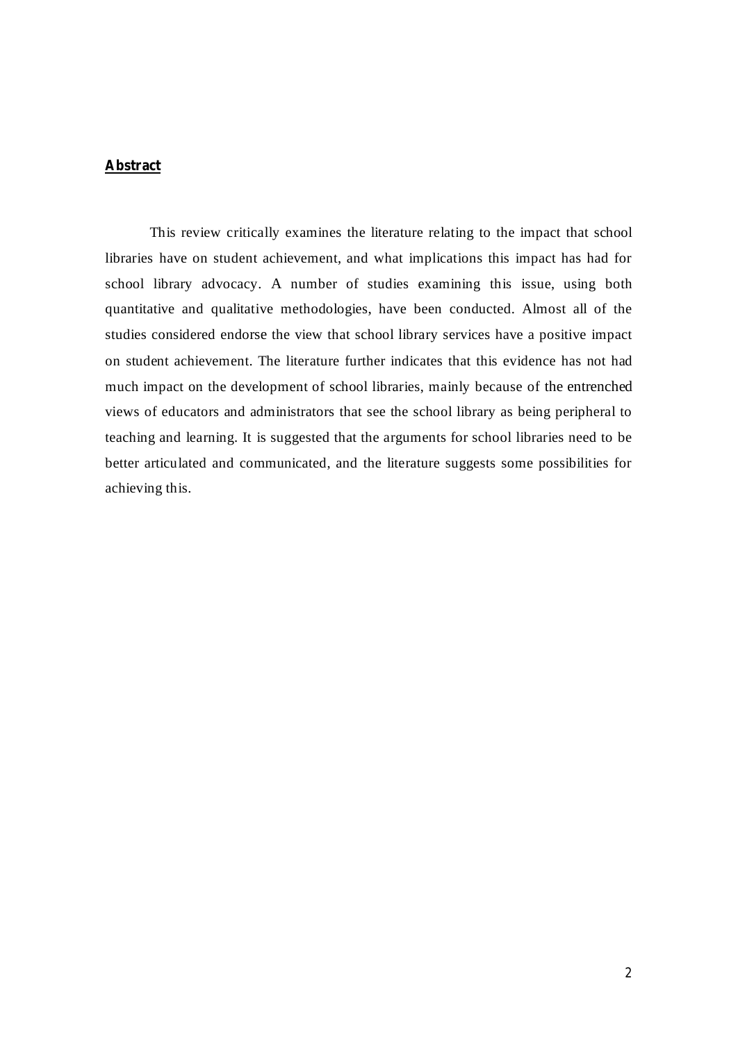## Abstract

This review critically examines the literature relating to the impact that school libraries have on student achievement, and what implications this impact has had for school library advocacy. A number of studies examining this issue, using both quantitative and qualitative methodologies, have been conducted. Almost all of the studies considered endorse the view that school library services have a positive impact on student achievement. The literature further indicates that this evidence has not had much impact on the development of school libraries, mainly because of the entrenched views of educators and administrators that see the school library as being peripheral to teaching and learning. It is suggested that the arguments for school libraries need to be better articulated and communicated, and the literature suggests some possibilities for achieving this.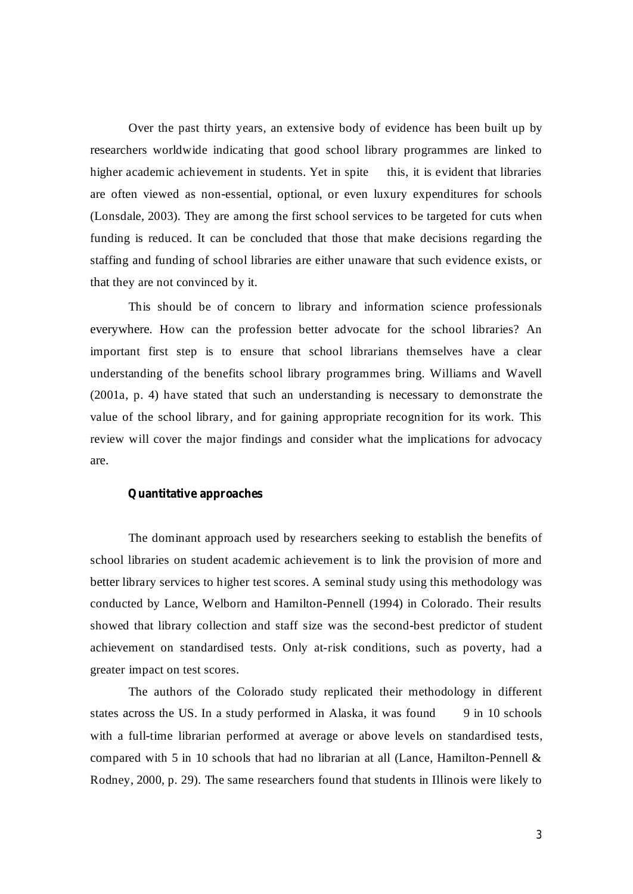Over the past thirty years, an extensive body of evidence has been built up by researchers worldwide indicating that good school library programmes are linked to higher academic achievement in students. Yet in spite this, it is evident that libraries are often viewed as non-essential, optional, or even luxury expenditures for schools (Lonsdale, 2003). They are among the first school services to be targeted for cuts when funding is reduced. It can be concluded that those that make decisions regarding the staffing and funding of school libraries are either unaware that such evidence exists, or that they are not convinced by it.

This should be of concern to library and information science professionals everywhere. How can the profession better advocate for the school libraries? An important first step is to ensure that school librarians themselves have a clear understanding of the benefits school library programmes bring. Williams and Wavell (2001a, p. 4) have stated that such an understanding is necessary to demonstrate the value of the school library, and for gaining appropriate recognition for its work. This review will cover the major findings and consider what the implications for advocacy are.

### Quantitative approaches

The dominant approach used by researchers seeking to establish the benefits of school libraries on student academic achievement is to link the provision of more and better library services to higher test scores. A seminal study using this methodology was conducted by Lance, Welborn and Hamilton-Pennell (1994) in Colorado. Their results showed that library collection and staff size was the second-best predictor of student achievement on standardised tests. Only at-risk conditions, such as poverty, had a greater impact on test scores.

The authors of the Colorado study replicated their methodology in different states across the US. In a study performed in Alaska, it was found 9 in 10 schools with a full-time librarian performed at average or above levels on standardised tests, compared with 5 in 10 schools that had no librarian at all (Lance, Hamilton-Pennell & Rodney, 2000, p. 29). The same researchers found that students in Illinois were likely to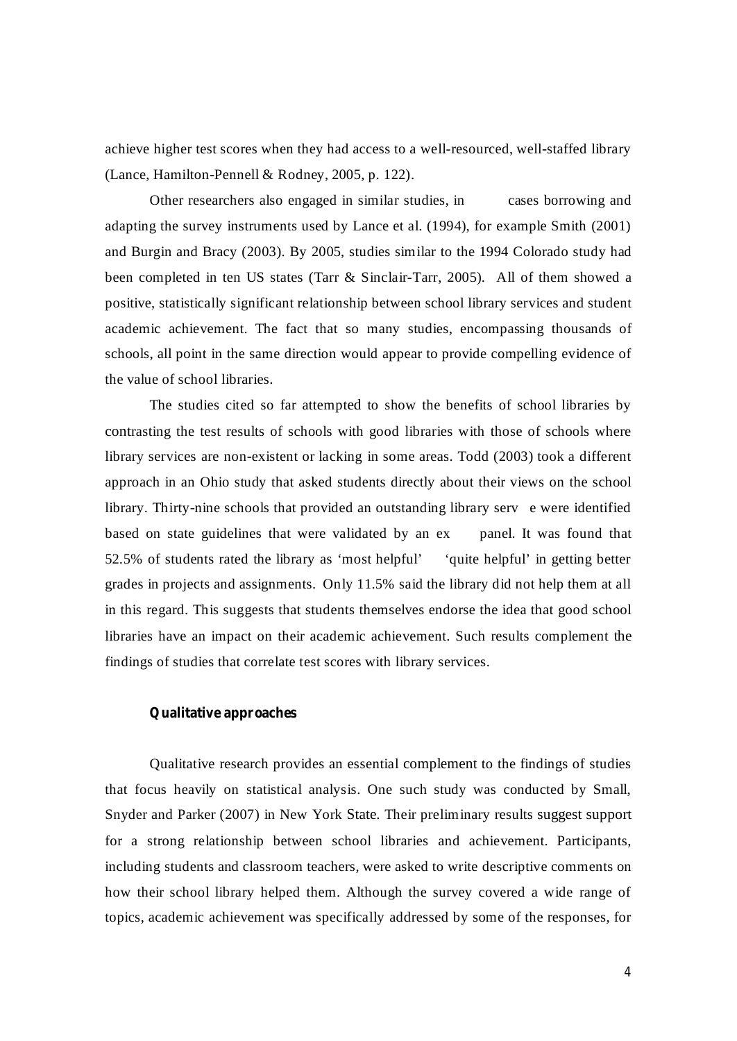achieve higher test scores when they had access to a well-resourced, well-staffed library (Lance, Hamilton-Pennell & Rodney, 2005, p. 122).

Other researchers also engaged in similar studies, in cases borrowing and adapting the survey instruments used by Lance et al. (1994), for example Smith (2001) and Burgin and Bracy (2003). By 2005, studies similar to the 1994 Colorado study had been completed in ten US states (Tarr & Sinclair-Tarr, 2005). All of them showed a positive, statistically significant relationship between school library services and student academic achievement. The fact that so many studies, encompassing thousands of schools, all point in the same direction would appear to provide compelling evidence of the value of school libraries.

The studies cited so far attempted to show the benefits of school libraries by contrasting the test results of schools with good libraries with those of schools where library services are non-existent or lacking in some areas. Todd (2003) took a different approach in an Ohio study that asked students directly about their views on the school library. Thirty-nine schools that provided an outstanding library serv e were identified based on state guidelines that were validated by an ex panel. It was found that 52.5% of students rated the library as 'most helpful' 'quite helpful' in getting better grades in projects and assignments. Only 11.5% said the library did not help them at all in this regard. This suggests that students themselves endorse the idea that good school libraries have an impact on their academic achievement. Such results complement the findings of studies that correlate test scores with library services.

### Qualitative approaches

Qualitative research provides an essential complement to the findings of studies that focus heavily on statistical analysis. One such study was conducted by Small, Snyder and Parker (2007) in New York State. Their preliminary results suggest support for a strong relationship between school libraries and achievement. Participants, including students and classroom teachers, were asked to write descriptive comments on how their school library helped them. Although the survey covered a wide range of topics, academic achievement was specifically addressed by some of the responses, for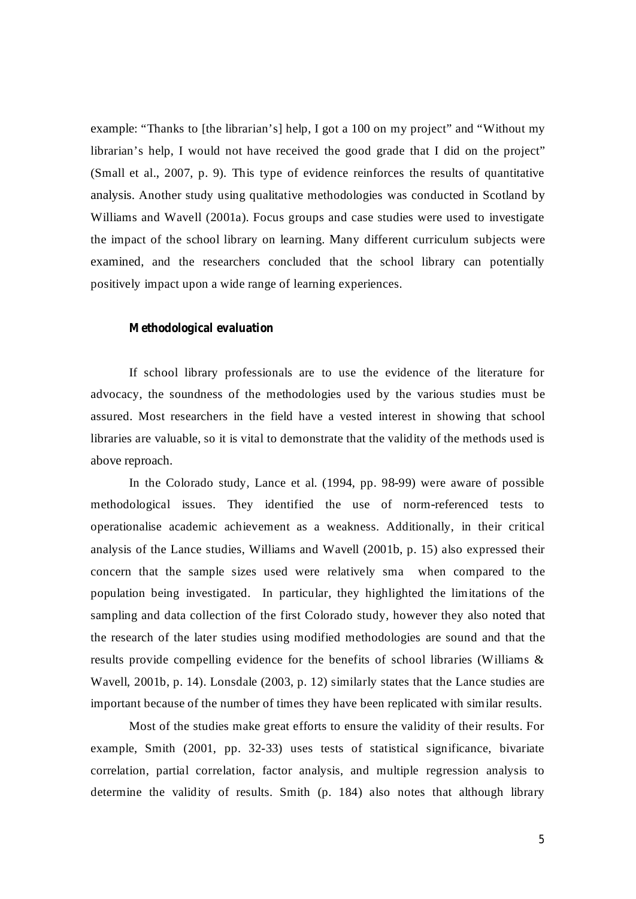example: "Thanks to [the librarian's] help, I got a 100 on my project" and "Without my librarian's help, I would not have received the good grade that I did on the project" (Small et al., 2007, p. 9). This type of evidence reinforces the results of quantitative analysis. Another study using qualitative methodologies was conducted in Scotland by Williams and Wavell (2001a). Focus groups and case studies were used to investigate the impact of the school library on learning. Many different curriculum subjects were examined, and the researchers concluded that the school library can potentially positively impact upon a wide range of learning experiences.

### Methodological evaluation

If school library professionals are to use the evidence of the literature for advocacy, the soundness of the methodologies used by the various studies must be assured. Most researchers in the field have a vested interest in showing that school libraries are valuable, so it is vital to demonstrate that the validity of the methods used is above reproach.

In the Colorado study, Lance et al. (1994, pp. 98-99) were aware of possible methodological issues. They identified the use of norm-referenced tests to operationalise academic achievement as a weakness. Additionally, in their critical analysis of the Lance studies, Williams and Wavell (2001b, p. 15) also expressed their concern that the sample sizes used were relatively sma  when compared to the population being investigated. In particular, they highlighted the limitations of the sampling and data collection of the first Colorado study, however they also noted that the research of the later studies using modified methodologies are sound and that the results provide compelling evidence for the benefits of school libraries (Williams & Wavell, 2001b, p. 14). Lonsdale (2003, p. 12) similarly states that the Lance studies are important because of the number of times they have been replicated with similar results.

Most of the studies make great efforts to ensure the validity of their results. For example, Smith (2001, pp. 32-33) uses tests of statistical significance, bivariate correlation, partial correlation, factor analysis, and multiple regression analysis to determine the validity of results. Smith (p. 184) also notes that although library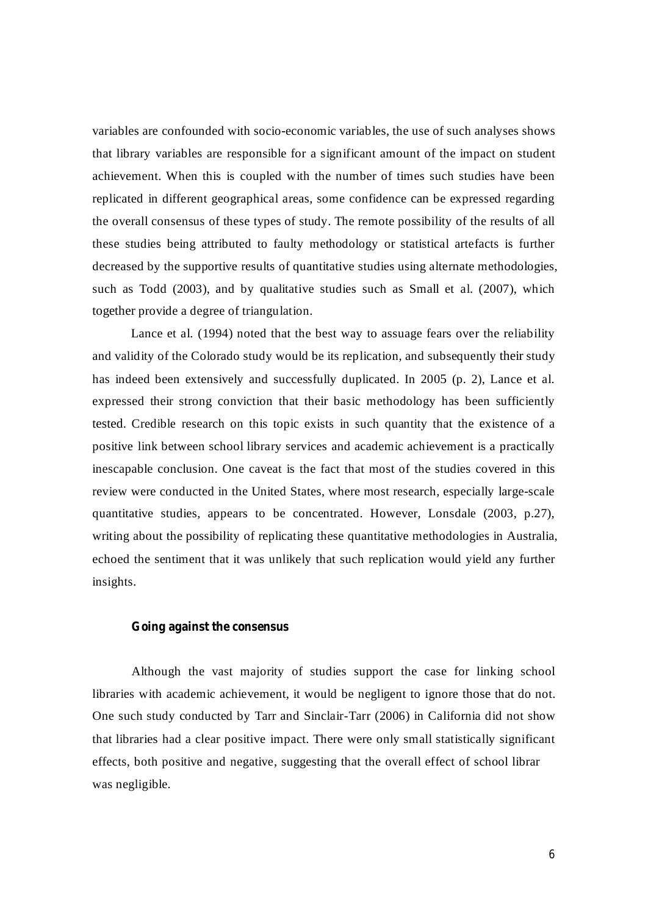variables are confounded with socio-economic variables, the use of such analyses shows that library variables are responsible for a significant amount of the impact on student achievement. When this is coupled with the number of times such studies have been replicated in different geographical areas, some confidence can be expressed regarding the overall consensus of these types of study. The remote possibility of the results of all these studies being attributed to faulty methodology or statistical artefacts is further decreased by the supportive results of quantitative studies using alternate methodologies, such as Todd (2003), and by qualitative studies such as Small et al. (2007), which together provide a degree of triangulation.

Lance et al. (1994) noted that the best way to assuage fears over the reliability and validity of the Colorado study would be its replication, and subsequently their study has indeed been extensively and successfully duplicated. In 2005 (p. 2), Lance et al. expressed their strong conviction that their basic methodology has been sufficiently tested. Credible research on this topic exists in such quantity that the existence of a positive link between school library services and academic achievement is a practically inescapable conclusion. One caveat is the fact that most of the studies covered in this review were conducted in the United States, where most research, especially large-scale quantitative studies, appears to be concentrated. However, Lonsdale (2003, p.27), writing about the possibility of replicating these quantitative methodologies in Australia, echoed the sentiment that it was unlikely that such replication would yield any further insights.

### Going against the consensus

Although the vast majority of studies support the case for linking school libraries with academic achievement, it would be negligent to ignore those that do not. One such study conducted by Tarr and Sinclair-Tarr (2006) in California did not show that libraries had a clear positive impact. There were only small statistically significant effects, both positive and negative, suggesting that the overall effect of school librar was negligible.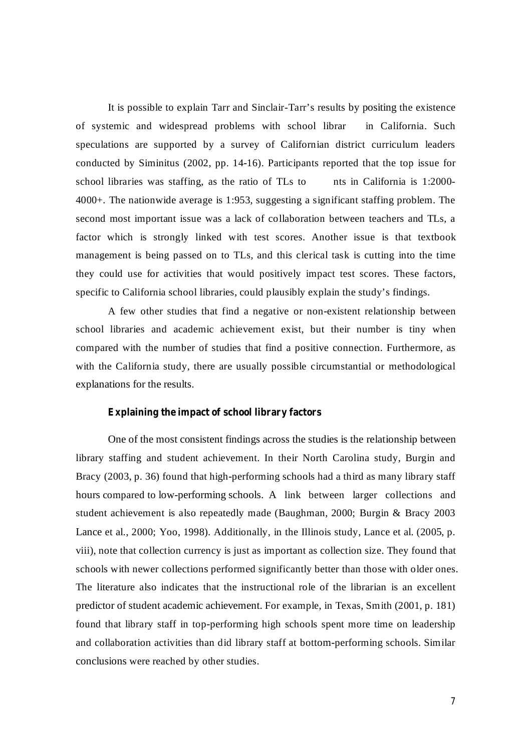It is possible to explain Tarr and Sinclair-Tarr's results by positing the existence of systemic and widespread problems with school librar in California. Such speculations are supported by a survey of Californian district curriculum leaders conducted by Siminitus (2002, pp. 14-16). Participants reported that the top issue for school libraries was staffing, as the ratio of TLs to nts in California is 1:2000-4000+. The nationwide average is 1:953, suggesting a significant staffing problem. The second most important issue was a lack of collaboration between teachers and TLs, a factor which is strongly linked with test scores. Another issue is that textbook management is being passed on to TLs, and this clerical task is cutting into the time they could use for activities that would positively impact test scores. These factors, specific to California school libraries, could plausibly explain the study's findings.

A few other studies that find a negative or non-existent relationship between school libraries and academic achievement exist, but their number is tiny when compared with the number of studies that find a positive connection. Furthermore, as with the California study, there are usually possible circumstantial or methodological explanations for the results.

### Explaining the impact of school library factors

One of the most consistent findings across the studies is the relationship between library staffing and student achievement. In their North Carolina study, Burgin and Bracy (2003, p. 36) found that high-performing schools had a third as many library staff hours compared to low-performing schools. A link between larger collections and student achievement is also repeatedly made (Baughman, 2000; Burgin & Bracy 2003 Lance et al., 2000; Yoo, 1998). Additionally, in the Illinois study, Lance et al. (2005, p. viii), note that collection currency is just as important as collection size. They found that schools with newer collections performed significantly better than those with older ones. The literature also indicates that the instructional role of the librarian is an excellent predictor of student academic achievement. For example, in Texas, Smith (2001, p. 181) found that library staff in top-performing high schools spent more time on leadership and collaboration activities than did library staff at bottom-performing schools. Similar conclusions were reached by other studies.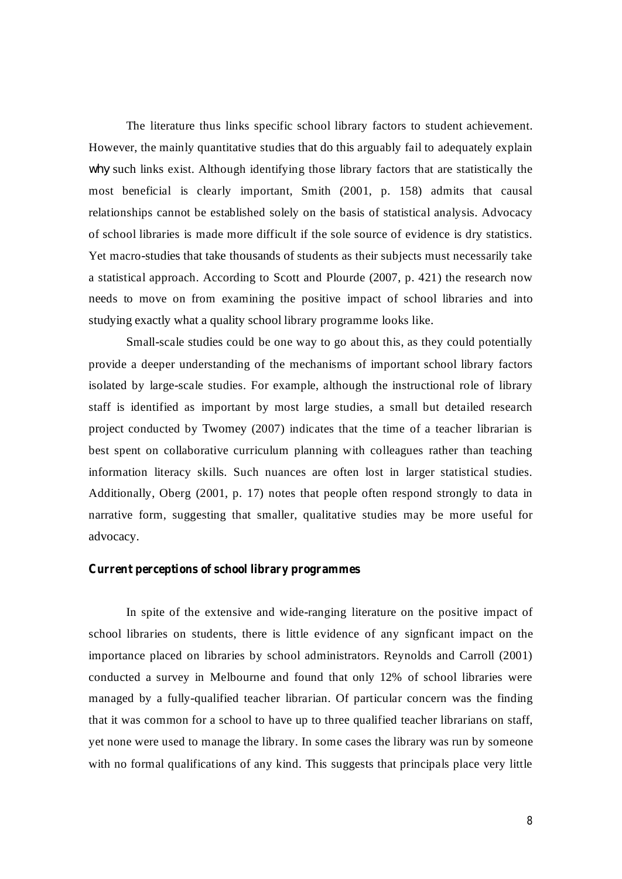The literature thus links specific school library factors to student achievement. However, the mainly quantitative studies that do this arguably fail to adequately explain *why* such links exist. Although identifying those library factors that are statistically the most beneficial is clearly important, Smith (2001, p. 158) admits that causal relationships cannot be established solely on the basis of statistical analysis. Advocacy of school libraries is made more difficult if the sole source of evidence is dry statistics. Yet macro-studies that take thousands of students as their subjects must necessarily take a statistical approach. According to Scott and Plourde (2007, p. 421) the research now needs to move on from examining the positive impact of school libraries and into studying exactly what a quality school library programme looks like.

Small-scale studies could be one way to go about this, as they could potentially provide a deeper understanding of the mechanisms of important school library factors isolated by large-scale studies. For example, although the instructional role of library staff is identified as important by most large studies, a small but detailed research project conducted by Twomey (2007) indicates that the time of a teacher librarian is best spent on collaborative curriculum planning with colleagues rather than teaching information literacy skills. Such nuances are often lost in larger statistical studies. Additionally, Oberg (2001, p. 17) notes that people often respond strongly to data in narrative form, suggesting that smaller, qualitative studies may be more useful for advocacy.

### Current perceptions of school library programmes

In spite of the extensive and wide-ranging literature on the positive impact of school libraries on students, there is little evidence of any signficant impact on the importance placed on libraries by school administrators. Reynolds and Carroll (2001) conducted a survey in Melbourne and found that only 12% of school libraries were managed by a fully-qualified teacher librarian. Of particular concern was the finding that it was common for a school to have up to three qualified teacher librarians on staff, yet none were used to manage the library. In some cases the library was run by someone with no formal qualifications of any kind. This suggests that principals place very little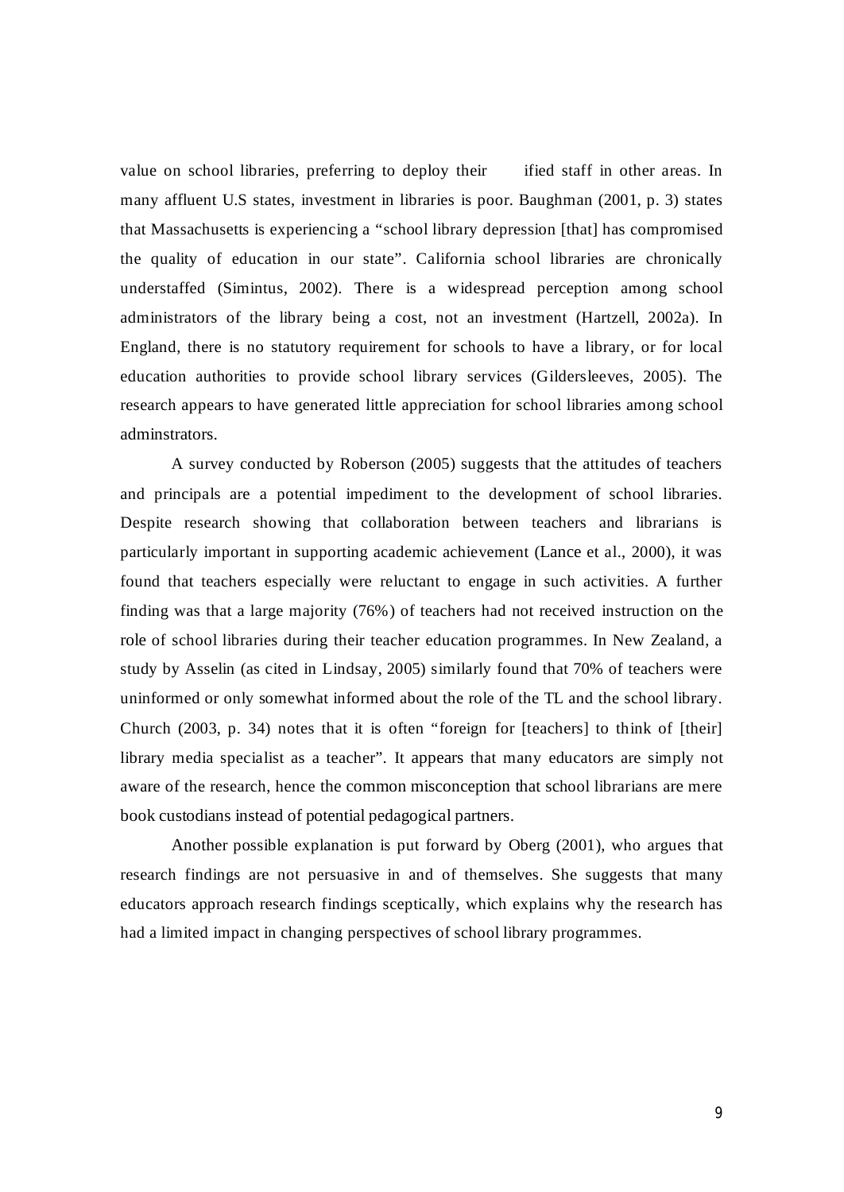value on school libraries, preferring to deploy their    ified staff in other areas. In many affluent U.S states, investment in libraries is poor. Baughman (2001, p. 3) states that Massachusetts is experiencing a "school library depression [that] has compromised the quality of education in our state". California school libraries are chronically understaffed (Simintus, 2002). There is a widespread perception among school administrators of the library being a cost, not an investment (Hartzell, 2002a). In England, there is no statutory requirement for schools to have a library, or for local education authorities to provide school library services (Gildersleeves, 2005). The research appears to have generated little appreciation for school libraries among school adminstrators.

A survey conducted by Roberson (2005) suggests that the attitudes of teachers and principals are a potential impediment to the development of school libraries. Despite research showing that collaboration between teachers and librarians is particularly important in supporting academic achievement (Lance et al., 2000), it was found that teachers especially were reluctant to engage in such activities. A further finding was that a large majority (76%) of teachers had not received instruction on the role of school libraries during their teacher education programmes. In New Zealand, a study by Asselin (as cited in Lindsay, 2005) similarly found that 70% of teachers were uninformed or only somewhat informed about the role of the TL and the school library. Church (2003, p. 34) notes that it is often "foreign for [teachers] to think of [their] library media specialist as a teacher". It appears that many educators are simply not aware of the research, hence the common misconception that school librarians are mere book custodians instead of potential pedagogical partners.

Another possible explanation is put forward by Oberg (2001), who argues that research findings are not persuasive in and of themselves. She suggests that many educators approach research findings sceptically, which explains why the research has had a limited impact in changing perspectives of school library programmes.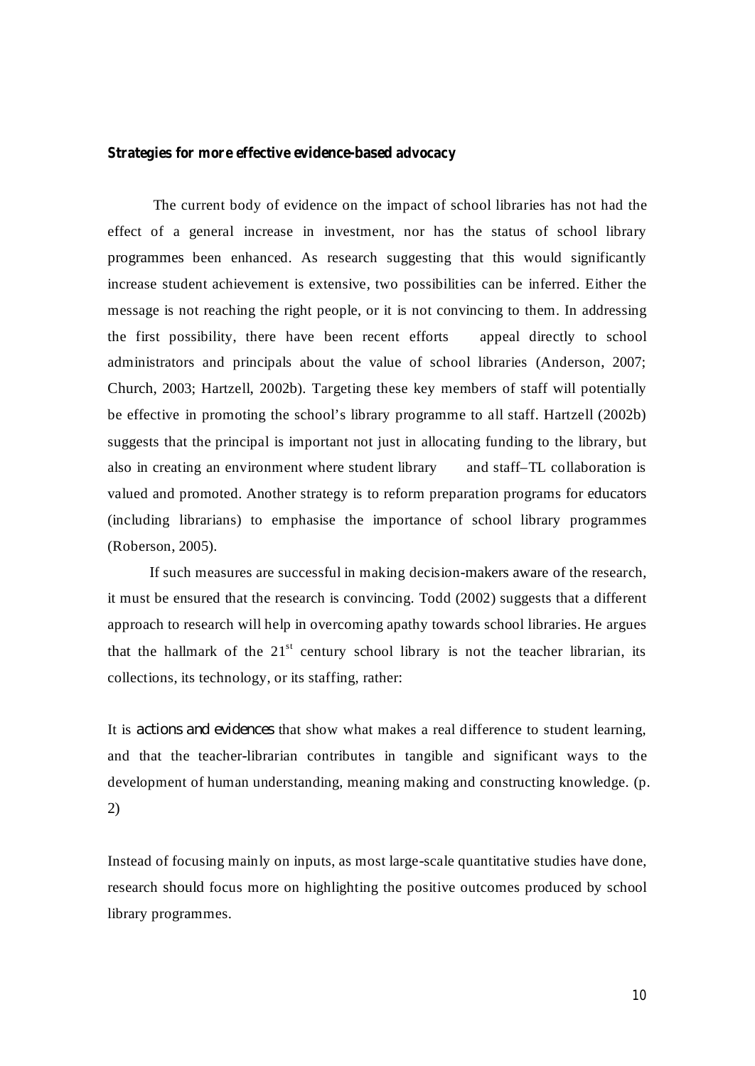### Strategies for more effective evidence-based advocacy

The current body of evidence on the impact of school libraries has not had the effect of a general increase in investment, nor has the status of school library programmes been enhanced. As research suggesting that this would significantly increase student achievement is extensive, two possibilities can be inferred. Either the message is not reaching the right people, or it is not convincing to them. In addressing the first possibility, there have been recent efforts appeal directly to school administrators and principals about the value of school libraries (Anderson, 2007; Church, 2003; Hartzell, 2002b). Targeting these key members of staff will potentially be effective in promoting the school's library programme to all staff. Hartzell (2002b) suggests that the principal is important not just in allocating funding to the library, but also in creating an environment where student library and staff–TL collaboration is valued and promoted. Another strategy is to reform preparation programs for educators (including librarians) to emphasise the importance of school library programmes (Roberson, 2005).

If such measures are successful in making decision-makers aware of the research, it must be ensured that the research is convincing. Todd (2002) suggests that a different approach to research will help in overcoming apathy towards school libraries. He argues that the hallmark of the 21st century school library is not the teacher librarian, its collections, its technology, or its staffing, rather:

> It is *actions and evidences* that show what makes a real difference to student learning, and that the teacher-librarian contributes in tangible and significant ways to the development of human understanding, meaning making and constructing knowledge. (p. 2)

Instead of focusing mainly on inputs, as most large-scale quantitative studies have done, research should focus more on highlighting the positive outcomes produced by school library programmes.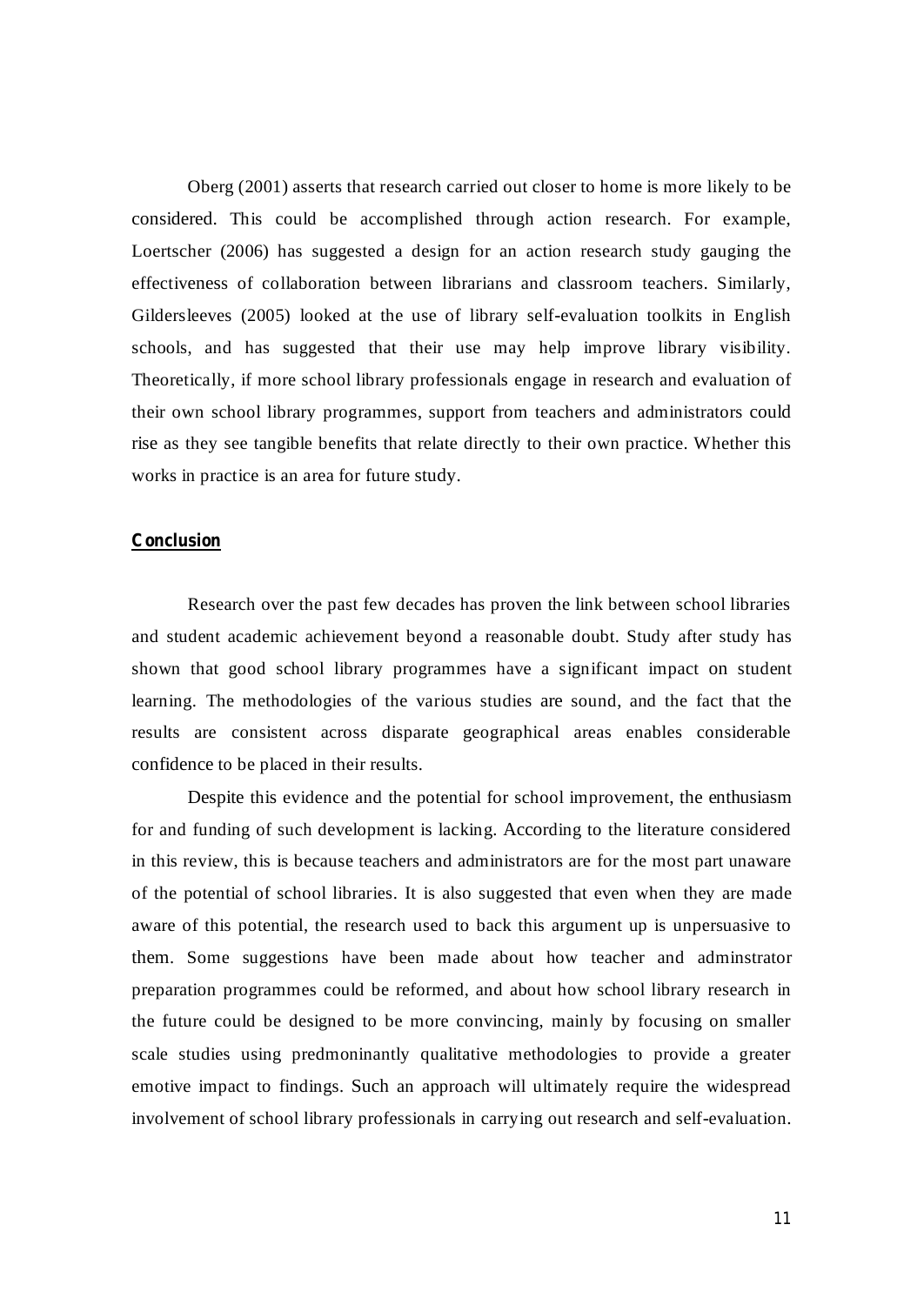Oberg (2001) asserts that research carried out closer to home is more likely to be considered. This could be accomplished through action research. For example, Loertscher (2006) has suggested a design for an action research study gauging the effectiveness of collaboration between librarians and classroom teachers. Similarly, Gildersleeves (2005) looked at the use of library self-evaluation toolkits in English schools, and has suggested that their use may help improve library visibility. Theoretically, if more school library professionals engage in research and evaluation of their own school library programmes, support from teachers and administrators could rise as they see tangible benefits that relate directly to their own practice. Whether this works in practice is an area for future study.

## Conclusion

Research over the past few decades has proven the link between school libraries and student academic achievement beyond a reasonable doubt. Study after study has shown that good school library programmes have a significant impact on student learning. The methodologies of the various studies are sound, and the fact that the results are consistent across disparate geographical areas enables considerable confidence to be placed in their results.

Despite this evidence and the potential for school improvement, the enthusiasm for and funding of such development is lacking. According to the literature considered in this review, this is because teachers and administrators are for the most part unaware of the potential of school libraries. It is also suggested that even when they are made aware of this potential, the research used to back this argument up is unpersuasive to them. Some suggestions have been made about how teacher and adminstrator preparation programmes could be reformed, and about how school library research in the future could be designed to be more convincing, mainly by focusing on smaller scale studies using predmoninantly qualitative methodologies to provide a greater emotive impact to findings. Such an approach will ultimately require the widespread involvement of school library professionals in carrying out research and self-evaluation.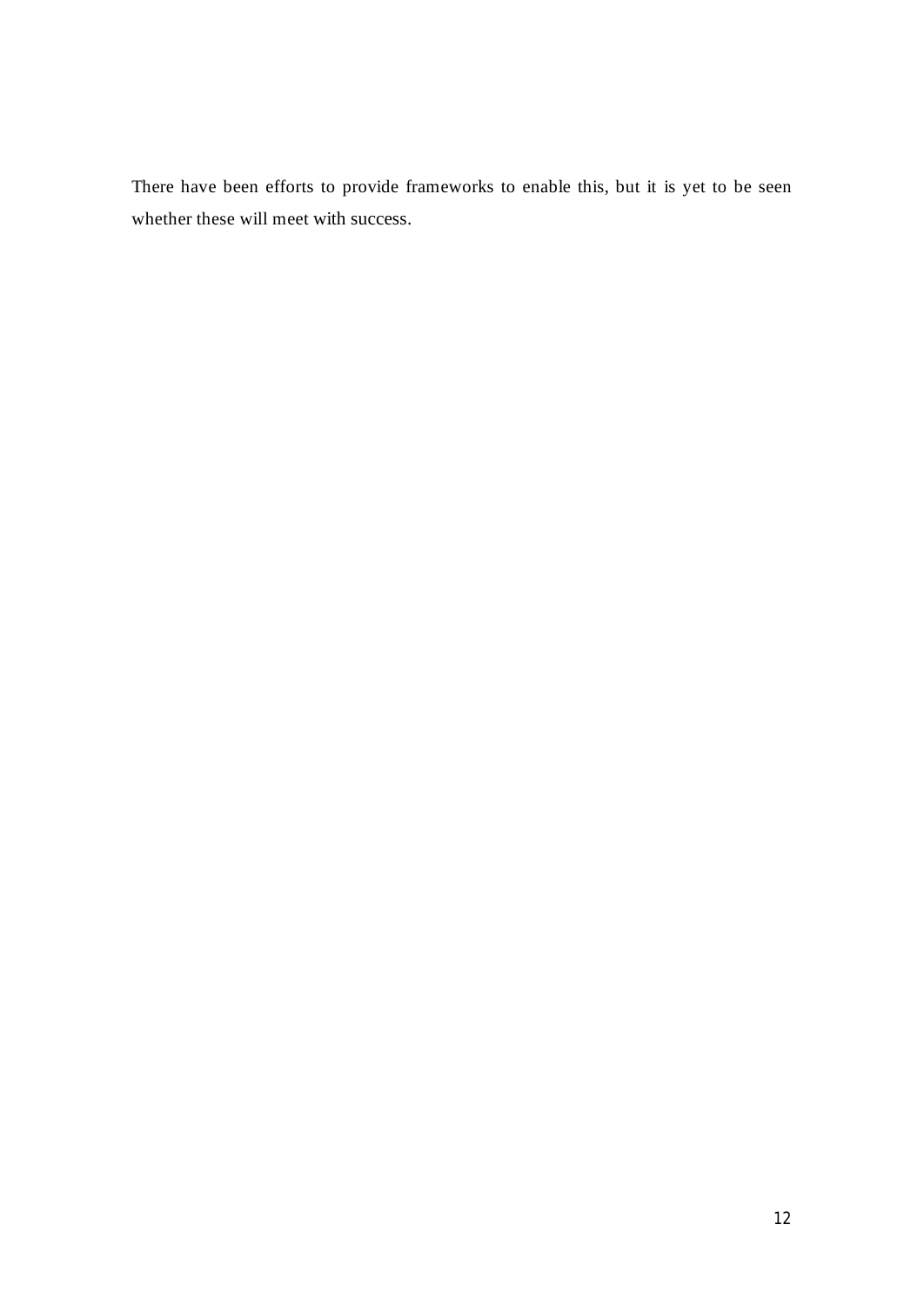There have been efforts to provide frameworks to enable this, but it is yet to be seen whether these will meet with success.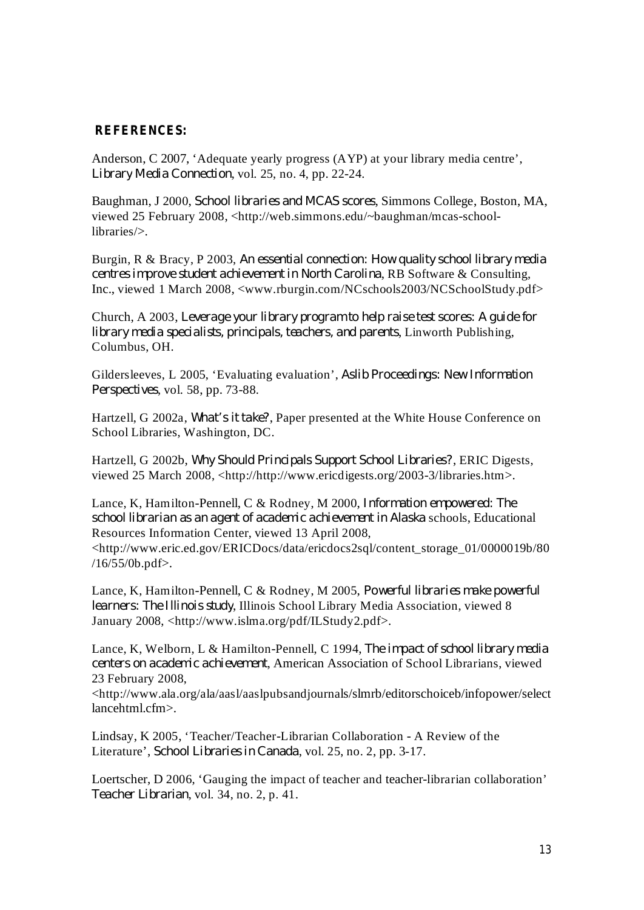## REFERENCES:

Anderson, C 2007, 'Adequate yearly progress (AYP) at your library media centre', *Library Media Connection*, vol. 25, no. 4, pp. 22-24.

Baughman, J 2000, *School libraries and MCAS scores*, Simmons College, Boston, MA, viewed 25 February 2008, <http://web.simmons.edu/~baughman/mcas-school-libraries/>.

Burgin, R & Bracy, P 2003, *An essential connection: How quality school library media centres improve student achievement in North Carolina*, RB Software & Consulting, Inc., viewed 1 March 2008, <www.rburgin.com/NCschools2003/NCSchoolStudy.pdf>

Church, A 2003, *Leverage your library program to help raise test scores: A guide for library media specialists, principals, teachers, and parents*, Linworth Publishing, Columbus, OH.

Gildersleeves, L 2005, 'Evaluating evaluation', *Aslib Proceedings: New Information Perspectives*, vol. 58, pp. 73-88.

Hartzell, G 2002a, *What's it take?*, Paper presented at the White House Conference on School Libraries, Washington, DC.

Hartzell, G 2002b, *Why Should Principals Support School Libraries?*, ERIC Digests, viewed 25 March 2008, <http://http://www.ericdigests.org/2003-3/libraries.htm>.

Lance, K, Hamilton-Pennell, C & Rodney, M 2000, *Information empowered: The school librarian as an agent of academic achievement in Alaska* schools, Educational Resources Information Center, viewed 13 April 2008, <http://www.eric.ed.gov/ERICDocs/data/ericdocs2sql/content_storage_01/0000019b/80/16/55/0b.pdf>.

Lance, K, Hamilton-Pennell, C & Rodney, M 2005, *Powerful libraries make powerful learners: The Illinois study*, Illinois School Library Media Association, viewed 8 January 2008, <http://www.islma.org/pdf/ILStudy2.pdf>.

Lance, K, Welborn, L & Hamilton-Pennell, C 1994, *The impact of school library media centers on academic achievement*, American Association of School Librarians, viewed 23 February 2008, <http://www.ala.org/ala/aasl/aaslpubsandjournals/slmrb/editorschoiceb/infopower/selectlancehtml.cfm>.

Lindsay, K 2005, 'Teacher/Teacher-Librarian Collaboration - A Review of the Literature', *School Libraries in Canada*, vol. 25, no. 2, pp. 3-17.

Loertscher, D 2006, 'Gauging the impact of teacher and teacher-librarian collaboration' *Teacher Librarian*, vol. 34, no. 2, p. 41.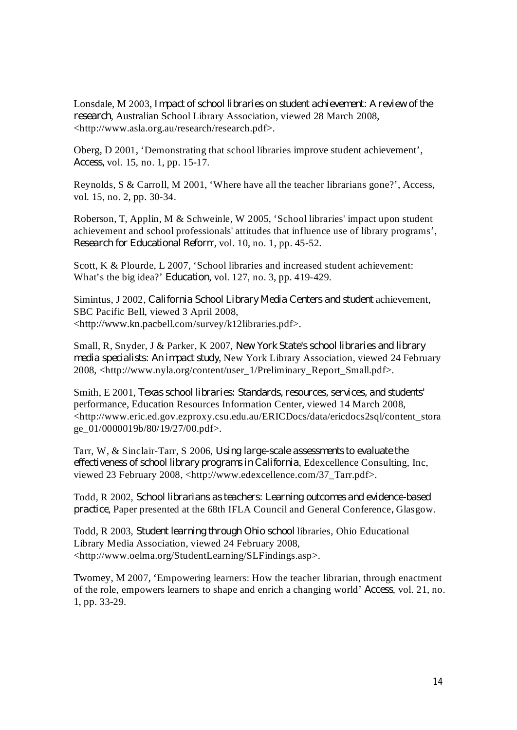Lonsdale, M 2003, *Impact of school libraries on student achievement: A review of the research*, Australian School Library Association, viewed 28 March 2008, <http://www.asla.org.au/research/research.pdf>.

Oberg, D 2001, 'Demonstrating that school libraries improve student achievement', *Access*, vol. 15, no. 1, pp. 15-17.

Reynolds, S & Carroll, M 2001, 'Where have all the teacher librarians gone?', Access, vol. 15, no. 2, pp. 30-34.

Roberson, T, Applin, M & Schweinle, W 2005, 'School libraries' impact upon student achievement and school professionals' attitudes that influence use of library programs', *Research for Educational Reform*, vol. 10, no. 1, pp. 45-52.

Scott, K & Plourde, L 2007, 'School libraries and increased student achievement: What's the big idea?' *Education*, vol. 127, no. 3, pp. 419-429.

Simintus, J 2002, *California School Library Media Centers and student* achievement, SBC Pacific Bell, viewed 3 April 2008, <http://www.kn.pacbell.com/survey/k12libraries.pdf>.

Small, R, Snyder, J & Parker, K 2007, *New York State's school libraries and library media specialists: An impact study*, New York Library Association, viewed 24 February 2008, <http://www.nyla.org/content/user_1/Preliminary_Report_Small.pdf>.

Smith, E 2001, *Texas school libraries: Standards, resources, services, and students'* performance, Education Resources Information Center, viewed 14 March 2008, <http://www.eric.ed.gov.ezproxy.csu.edu.au/ERICDocs/data/ericdocs2sql/content_storage_01/0000019b/80/19/27/00.pdf>.

Tarr, W, & Sinclair-Tarr, S 2006, *Using large-scale assessments to evaluate the effectiveness of school library programs in California*, Edexcellence Consulting, Inc, viewed 23 February 2008, <http://www.edexcellence.com/37_Tarr.pdf>.

Todd, R 2002, *School librarians as teachers: Learning outcomes and evidence-based practice*, Paper presented at the 68th IFLA Council and General Conference, Glasgow.

Todd, R 2003, *Student learning through Ohio school* libraries, Ohio Educational Library Media Association, viewed 24 February 2008, <http://www.oelma.org/StudentLearning/SLFindings.asp>.

Twomey, M 2007, 'Empowering learners: How the teacher librarian, through enactment of the role, empowers learners to shape and enrich a changing world' *Access*, vol. 21, no. 1, pp. 33-29.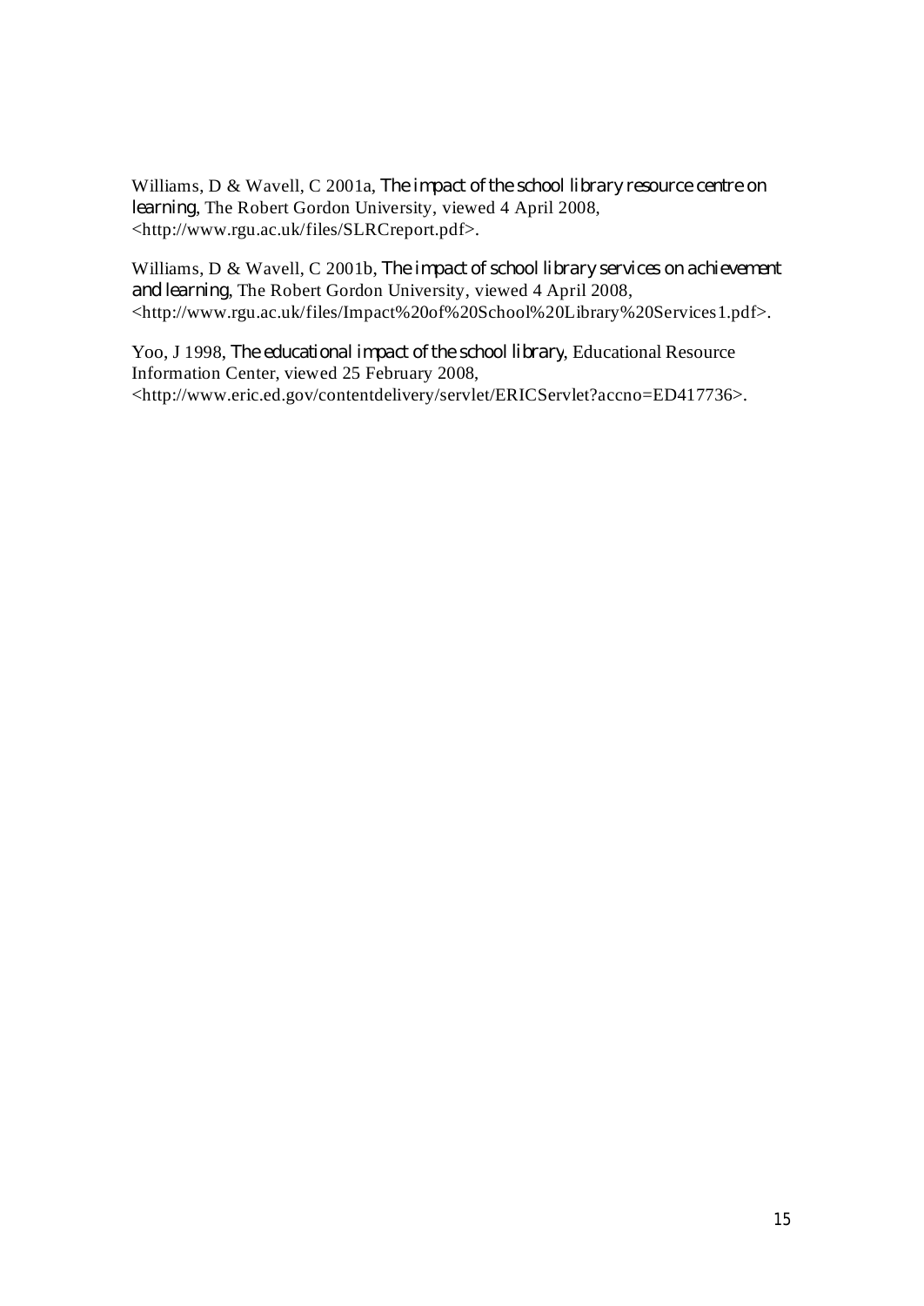Williams, D & Wavell, C 2001a, *The impact of the school library resource centre on learning*, The Robert Gordon University, viewed 4 April 2008, <http://www.rgu.ac.uk/files/SLRCreport.pdf>.

Williams, D & Wavell, C 2001b, *The impact of school library services on achievement and learning*, The Robert Gordon University, viewed 4 April 2008, <http://www.rgu.ac.uk/files/Impact%20of%20School%20Library%20Services1.pdf>.

Yoo, J 1998, *The educational impact of the school library*, Educational Resource Information Center, viewed 25 February 2008, <http://www.eric.ed.gov/contentdelivery/servlet/ERICServlet?accno=ED417736>.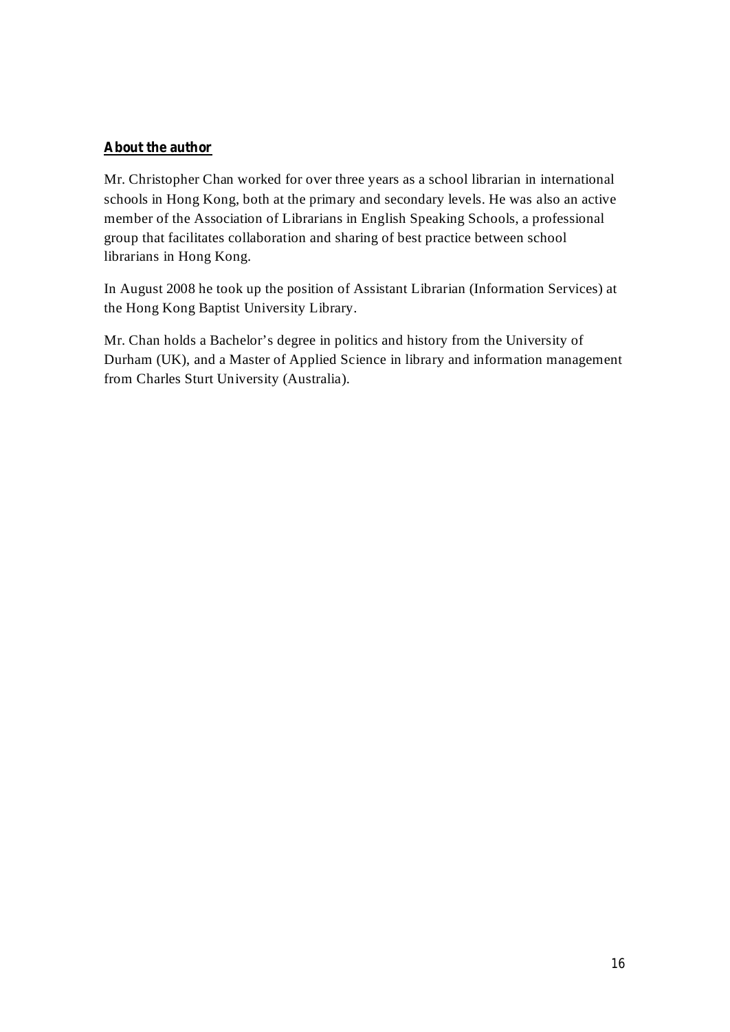## About the author

Mr. Christopher Chan worked for over three years as a school librarian in international schools in Hong Kong, both at the primary and secondary levels. He was also an active member of the Association of Librarians in English Speaking Schools, a professional group that facilitates collaboration and sharing of best practice between school librarians in Hong Kong.

In August 2008 he took up the position of Assistant Librarian (Information Services) at the Hong Kong Baptist University Library.

Mr. Chan holds a Bachelor's degree in politics and history from the University of Durham (UK), and a Master of Applied Science in library and information management from Charles Sturt University (Australia).